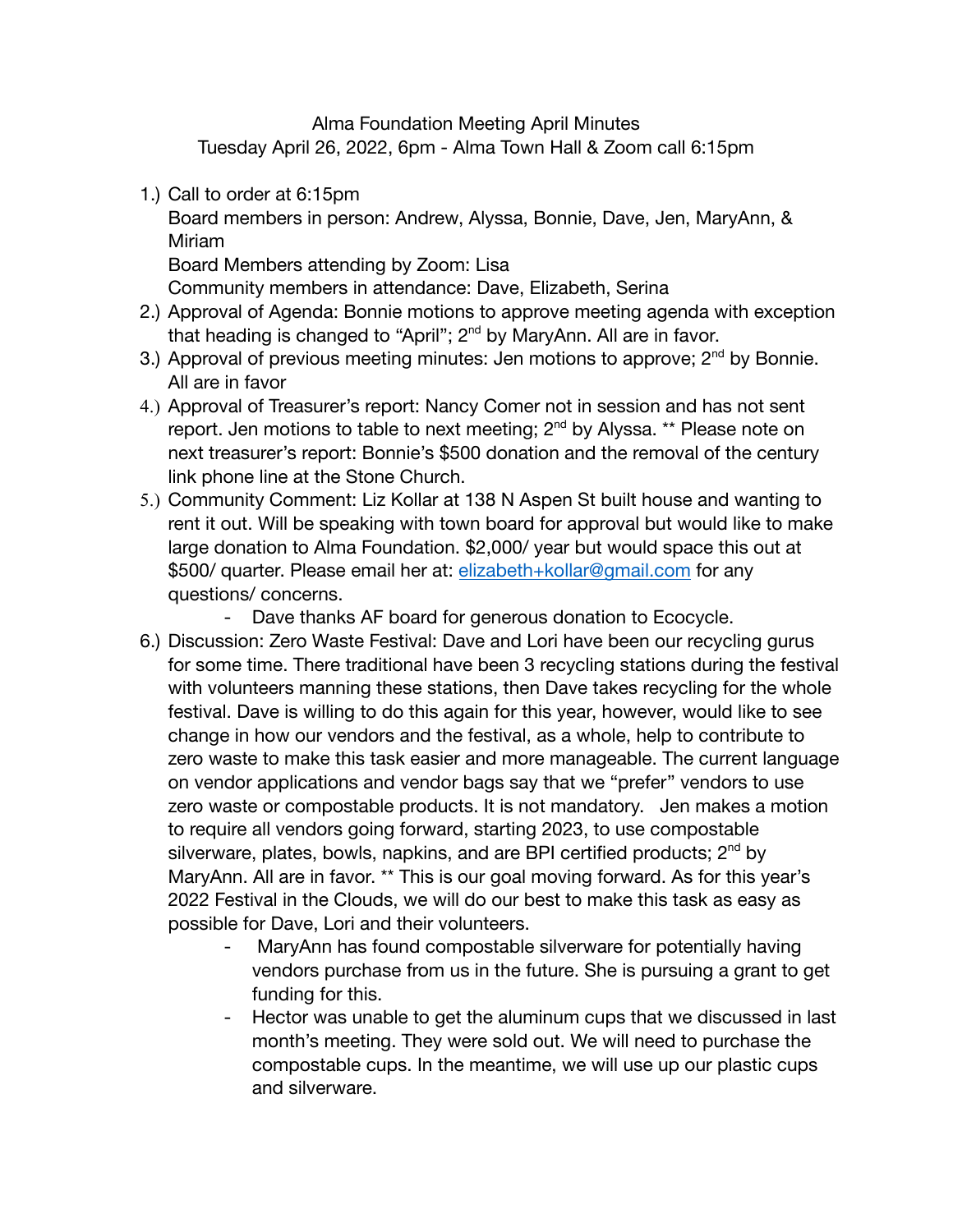Alma Foundation Meeting April Minutes

Tuesday April 26, 2022, 6pm - Alma Town Hall & Zoom call 6:15pm

1.) Call to order at 6:15pm
   Board members in person: Andrew, Alyssa, Bonnie, Dave, Jen, MaryAnn, & Miriam
   Board Members attending by Zoom: Lisa
   Community members in attendance: Dave, Elizabeth, Serina
2.) Approval of Agenda: Bonnie motions to approve meeting agenda with exception that heading is changed to "April"; 2nd by MaryAnn. All are in favor.
3.) Approval of previous meeting minutes: Jen motions to approve; 2nd by Bonnie. All are in favor
4.) Approval of Treasurer's report: Nancy Comer not in session and has not sent report. Jen motions to table to next meeting; 2nd by Alyssa. ** Please note on next treasurer's report: Bonnie's $500 donation and the removal of the century link phone line at the Stone Church.
5.) Community Comment: Liz Kollar at 138 N Aspen St built house and wanting to rent it out. Will be speaking with town board for approval but would like to make large donation to Alma Foundation. $2,000/ year but would space this out at $500/ quarter. Please email her at: [elizabeth+kollar@gmail.com](mailto:elizabeth+kollar@gmail.com) for any questions/ concerns.
   - Dave thanks AF board for generous donation to Ecocycle.
6.) Discussion: Zero Waste Festival: Dave and Lori have been our recycling gurus for some time. There traditional have been 3 recycling stations during the festival with volunteers manning these stations, then Dave takes recycling for the whole festival. Dave is willing to do this again for this year, however, would like to see change in how our vendors and the festival, as a whole, help to contribute to zero waste to make this task easier and more manageable. The current language on vendor applications and vendor bags say that we "prefer" vendors to use zero waste or compostable products. It is not mandatory. Jen makes a motion to require all vendors going forward, starting 2023, to use compostable silverware, plates, bowls, napkins, and are BPI certified products; 2nd by MaryAnn. All are in favor. ** This is our goal moving forward. As for this year's 2022 Festival in the Clouds, we will do our best to make this task as easy as possible for Dave, Lori and their volunteers.
   - MaryAnn has found compostable silverware for potentially having vendors purchase from us in the future. She is pursuing a grant to get funding for this.
   - Hector was unable to get the aluminum cups that we discussed in last month's meeting. They were sold out. We will need to purchase the compostable cups. In the meantime, we will use up our plastic cups and silverware.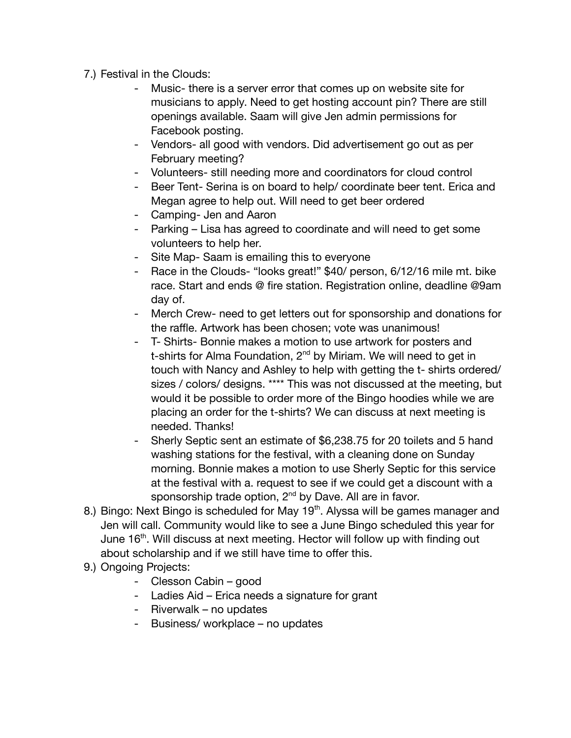7.) Festival in the Clouds:
   - Music- there is a server error that comes up on website site for musicians to apply. Need to get hosting account pin? There are still openings available. Saam will give Jen admin permissions for Facebook posting.
   - Vendors- all good with vendors. Did advertisement go out as per February meeting?
   - Volunteers- still needing more and coordinators for cloud control
   - Beer Tent- Serina is on board to help/ coordinate beer tent. Erica and Megan agree to help out. Will need to get beer ordered
   - Camping- Jen and Aaron
   - Parking – Lisa has agreed to coordinate and will need to get some volunteers to help her.
   - Site Map- Saam is emailing this to everyone
   - Race in the Clouds- “looks great!” $40/ person, 6/12/16 mile mt. bike race. Start and ends @ fire station. Registration online, deadline @9am day of.
   - Merch Crew- need to get letters out for sponsorship and donations for the raffle. Artwork has been chosen; vote was unanimous!
   - T- Shirts- Bonnie makes a motion to use artwork for posters and t-shirts for Alma Foundation, 2nd by Miriam. We will need to get in touch with Nancy and Ashley to help with getting the t- shirts ordered/ sizes / colors/ designs. **** This was not discussed at the meeting, but would it be possible to order more of the Bingo hoodies while we are placing an order for the t-shirts? We can discuss at next meeting is needed. Thanks!
   - Sherly Septic sent an estimate of $6,238.75 for 20 toilets and 5 hand washing stations for the festival, with a cleaning done on Sunday morning. Bonnie makes a motion to use Sherly Septic for this service at the festival with a. request to see if we could get a discount with a sponsorship trade option, 2nd by Dave. All are in favor.

8.) Bingo: Next Bingo is scheduled for May 19th. Alyssa will be games manager and Jen will call. Community would like to see a June Bingo scheduled this year for June 16th. Will discuss at next meeting. Hector will follow up with finding out about scholarship and if we still have time to offer this.

9.) Ongoing Projects:
   - Clesson Cabin – good
   - Ladies Aid – Erica needs a signature for grant
   - Riverwalk – no updates
   - Business/ workplace – no updates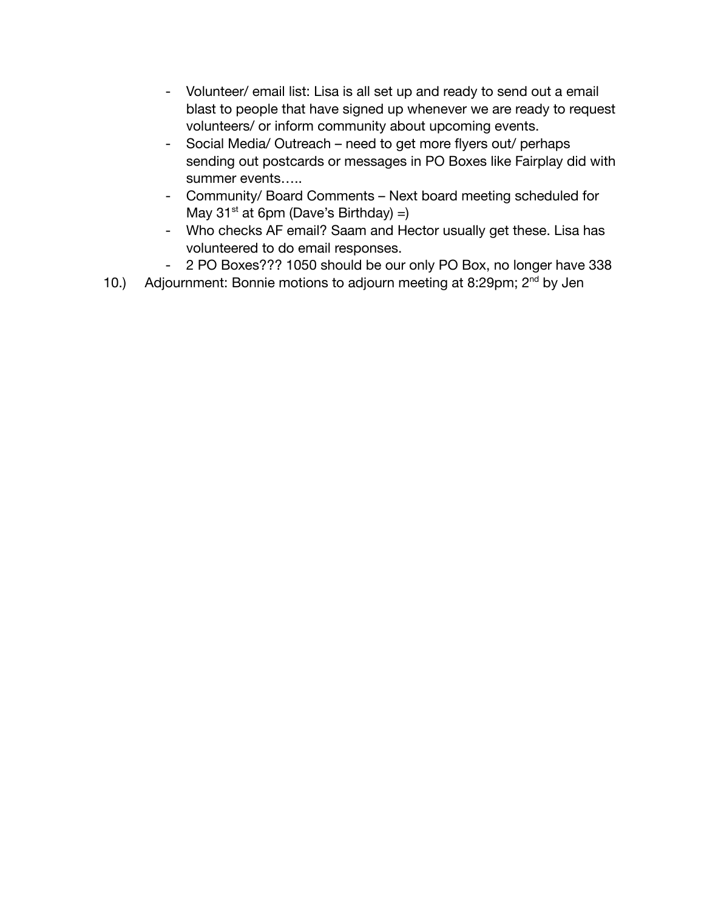- Volunteer/ email list: Lisa is all set up and ready to send out a email blast to people that have signed up whenever we are ready to request volunteers/ or inform community about upcoming events.
- Social Media/ Outreach – need to get more flyers out/ perhaps sending out postcards or messages in PO Boxes like Fairplay did with summer events…..
- Community/ Board Comments – Next board meeting scheduled for May 31st at 6pm (Dave's Birthday) =)
- Who checks AF email? Saam and Hector usually get these. Lisa has volunteered to do email responses.
- 2 PO Boxes??? 1050 should be our only PO Box, no longer have 338

10.) Adjournment: Bonnie motions to adjourn meeting at 8:29pm; 2nd by Jen